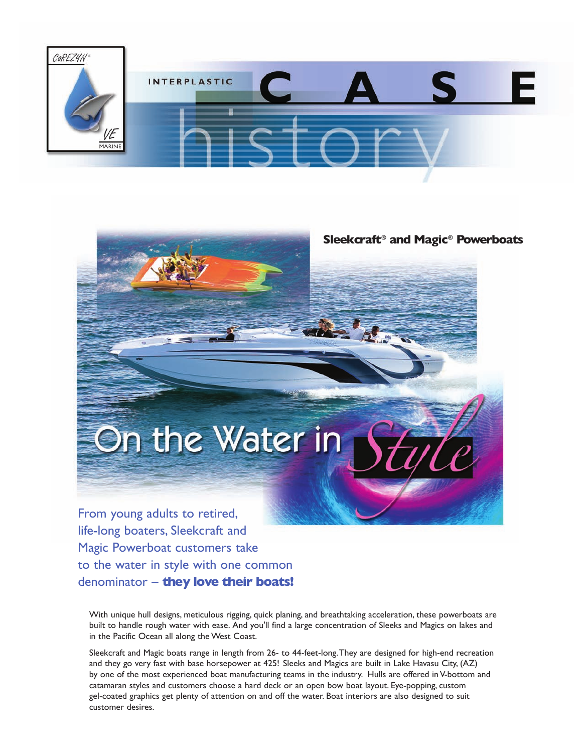CoREZYN® VE MARINE

INTERPLASTIC

# CASE history

## Sleekcraft® and Magic® Powerboats

# On the Water in Style

From young adults to retired, life-long boaters, Sleekcraft and Magic Powerboat customers take to the water in style with one common denominator – **they love their boats!**

With unique hull designs, meticulous rigging, quick planing, and breathtaking acceleration, these powerboats are built to handle rough water with ease. And you'll find a large concentration of Sleeks and Magics on lakes and in the Pacific Ocean all along the West Coast.

Sleekcraft and Magic boats range in length from 26- to 44-feet-long. They are designed for high-end recreation and they go very fast with base horsepower at 425! Sleeks and Magics are built in Lake Havasu City, (AZ) by one of the most experienced boat manufacturing teams in the industry. Hulls are offered in V-bottom and catamaran styles and customers choose a hard deck or an open bow boat layout. Eye-popping, custom gel-coated graphics get plenty of attention on and off the water. Boat interiors are also designed to suit customer desires.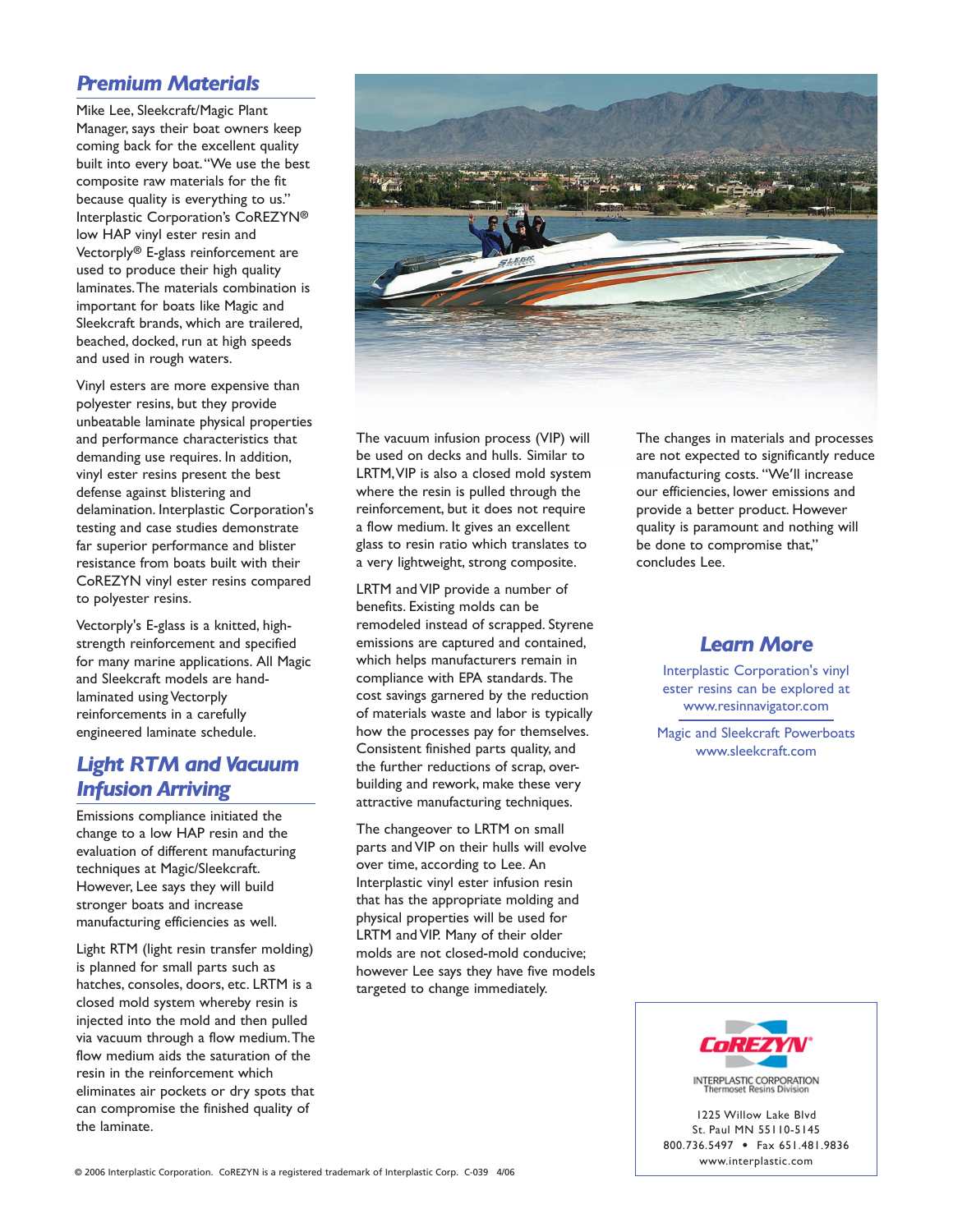## Premium Materials

Mike Lee, Sleekcraft/Magic Plant Manager, says their boat owners keep coming back for the excellent quality built into every boat. "We use the best composite raw materials for the fit because quality is everything to us." Interplastic Corporation's CoREZYN® low HAP vinyl ester resin and Vectorply® E-glass reinforcement are used to produce their high quality laminates. The materials combination is important for boats like Magic and Sleekcraft brands, which are trailered, beached, docked, run at high speeds and used in rough waters.

Vinyl esters are more expensive than polyester resins, but they provide unbeatable laminate physical properties and performance characteristics that demanding use requires. In addition, vinyl ester resins present the best defense against blistering and delamination. Interplastic Corporation's testing and case studies demonstrate far superior performance and blister resistance from boats built with their CoREZYN vinyl ester resins compared to polyester resins.

Vectorply's E-glass is a knitted, high-strength reinforcement and specified for many marine applications. All Magic and Sleekcraft models are hand-laminated using Vectorply reinforcements in a carefully engineered laminate schedule.

## Light RTM and Vacuum Infusion Arriving

Emissions compliance initiated the change to a low HAP resin and the evaluation of different manufacturing techniques at Magic/Sleekcraft. However, Lee says they will build stronger boats and increase manufacturing efficiencies as well.

Light RTM (light resin transfer molding) is planned for small parts such as hatches, consoles, doors, etc. LRTM is a closed mold system whereby resin is injected into the mold and then pulled via vacuum through a flow medium. The flow medium aids the saturation of the resin in the reinforcement which eliminates air pockets or dry spots that can compromise the finished quality of the laminate.

The vacuum infusion process (VIP) will be used on decks and hulls. Similar to LRTM, VIP is also a closed mold system where the resin is pulled through the reinforcement, but it does not require a flow medium. It gives an excellent glass to resin ratio which translates to a very lightweight, strong composite.

LRTM and VIP provide a number of benefits. Existing molds can be remodeled instead of scrapped. Styrene emissions are captured and contained, which helps manufacturers remain in compliance with EPA standards. The cost savings garnered by the reduction of materials waste and labor is typically how the processes pay for themselves. Consistent finished parts quality, and the further reductions of scrap, over-building and rework, make these very attractive manufacturing techniques.

The changeover to LRTM on small parts and VIP on their hulls will evolve over time, according to Lee. An Interplastic vinyl ester infusion resin that has the appropriate molding and physical properties will be used for LRTM and VIP. Many of their older molds are not closed-mold conducive; however Lee says they have five models targeted to change immediately.

The changes in materials and processes are not expected to significantly reduce manufacturing costs. "We'll increase our efficiencies, lower emissions and provide a better product. However quality is paramount and nothing will be done to compromise that," concludes Lee.

## Learn More

Interplastic Corporation's vinyl ester resins can be explored at www.resinnavigator.com

Magic and Sleekcraft Powerboats www.sleekcraft.com

CoREZYN®
INTERPLASTIC CORPORATION
Thermoset Resins Division

1225 Willow Lake Blvd
St. Paul MN 55110-5145
800.736.5497 • Fax 651.481.9836
www.interplastic.com

© 2006 Interplastic Corporation. CoREZYN is a registered trademark of Interplastic Corp. C-039 4/06